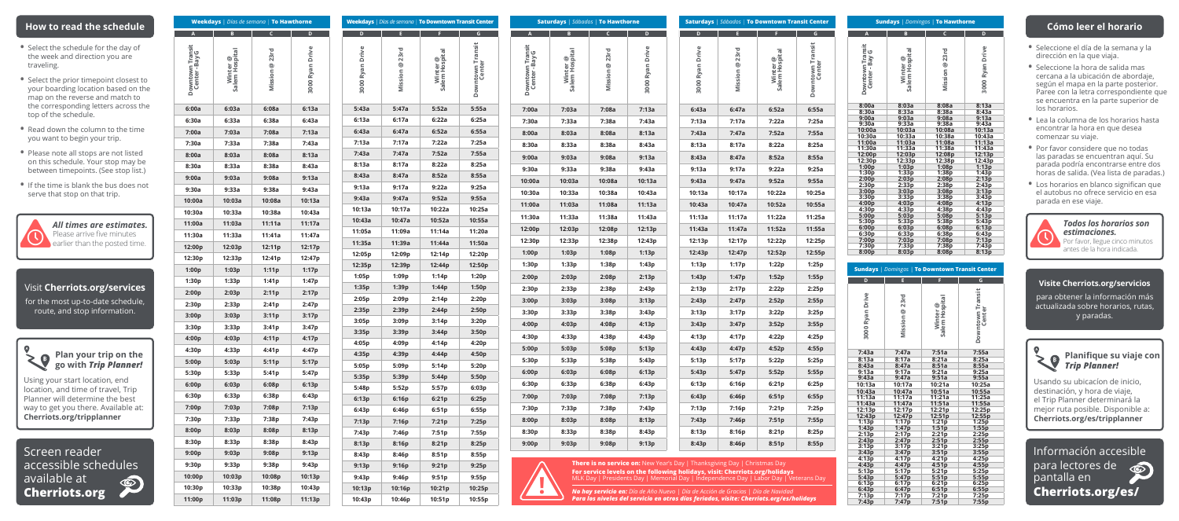## How to read the schedule

- Select the schedule for the day of the week and direction you are traveling.
- Select the prior timepoint closest to your boarding location based on the map on the reverse and match to the corresponding letters across the top of the schedule.
- Read down the column to the time you want to begin your trip.
- Please note all stops are not listed on this schedule. Your stop may be between timepoints. (See stop list.)
- If the time is blank the bus does not serve that stop on that trip.

***All times are estimates.*** Please arrive five minutes earlier than the posted time.

Visit **Cherriots.org/services** for the most up-to-date schedule, route, and stop information.

**Plan your trip on the go with *Trip Planner!***

Using your start location, end location, and time of travel, Trip Planner will determine the best way to get you there. Available at: **Cherriots.org/tripplanner**

Screen reader accessible schedules available at **Cherriots.org**

### Weekdays | *Días de semana* | To Hawthorne

| A | B | C | D |
|---|---|---|---|
| Downtown Transit Center - Bay G | Winter @ Salem Hospital | Mission @ 23rd | 3000 Ryan Drive |
| 6:00a | 6:03a | 6:08a | 6:13a |
| 6:30a | 6:33a | 6:38a | 6:43a |
| 7:00a | 7:03a | 7:08a | 7:13a |
| 7:30a | 7:33a | 7:38a | 7:43a |
| 8:00a | 8:03a | 8:08a | 8:13a |
| 8:30a | 8:33a | 8:38a | 8:43a |
| 9:00a | 9:03a | 9:08a | 9:13a |
| 9:30a | 9:33a | 9:38a | 9:43a |
| 10:00a | 10:03a | 10:08a | 10:13a |
| 10:30a | 10:33a | 10:38a | 10:43a |
| 11:00a | 11:03a | 11:11a | 11:17a |
| 11:30a | 11:33a | 11:41a | 11:47a |
| 12:00p | 12:03p | 12:11p | 12:17p |
| 12:30p | 12:33p | 12:41p | 12:47p |
| 1:00p | 1:03p | 1:11p | 1:17p |
| 1:30p | 1:33p | 1:41p | 1:47p |
| 2:00p | 2:03p | 2:11p | 2:17p |
| 2:30p | 2:33p | 2:41p | 2:47p |
| 3:00p | 3:03p | 3:11p | 3:17p |
| 3:30p | 3:33p | 3:41p | 3:47p |
| 4:00p | 4:03p | 4:11p | 4:17p |
| 4:30p | 4:33p | 4:41p | 4:47p |
| 5:00p | 5:03p | 5:11p | 5:17p |
| 5:30p | 5:33p | 5:41p | 5:47p |
| 6:00p | 6:03p | 6:08p | 6:13p |
| 6:30p | 6:33p | 6:38p | 6:43p |
| 7:00p | 7:03p | 7:08p | 7:13p |
| 7:30p | 7:33p | 7:38p | 7:43p |
| 8:00p | 8:03p | 8:08p | 8:13p |
| 8:30p | 8:33p | 8:38p | 8:43p |
| 9:00p | 9:03p | 9:08p | 9:13p |
| 9:30p | 9:33p | 9:38p | 9:43p |
| 10:00p | 10:03p | 10:08p | 10:13p |
| 10:30p | 10:33p | 10:38p | 10:43p |
| 11:00p | 11:03p | 11:08p | 11:13p |

### Weekdays | *Días de semana* | To Downtown Transit Center

| D | E | F | G |
|---|---|---|---|
| 3000 Ryan Drive | Mission @ 23rd | Winter @ Salem Hospital | Downtown Transit Center |
| 5:43a | 5:47a | 5:52a | 5:55a |
| 6:13a | 6:17a | 6:22a | 6:25a |
| 6:43a | 6:47a | 6:52a | 6:55a |
| 7:13a | 7:17a | 7:22a | 7:25a |
| 7:43a | 7:47a | 7:52a | 7:55a |
| 8:13a | 8:17a | 8:22a | 8:25a |
| 8:43a | 8:47a | 8:52a | 8:55a |
| 9:13a | 9:17a | 9:22a | 9:25a |
| 9:43a | 9:47a | 9:52a | 9:55a |
| 10:13a | 10:17a | 10:22a | 10:25a |
| 10:43a | 10:47a | 10:52a | 10:55a |
| 11:05a | 11:09a | 11:14a | 11:20a |
| 11:35a | 11:39a | 11:44a | 11:50a |
| 12:05p | 12:09p | 12:14p | 12:20p |
| 12:35p | 12:39p | 12:44p | 12:50p |
| 1:05p | 1:09p | 1:14p | 1:20p |
| 1:35p | 1:39p | 1:44p | 1:50p |
| 2:05p | 2:09p | 2:14p | 2:20p |
| 2:35p | 2:39p | 2:44p | 2:50p |
| 3:05p | 3:09p | 3:14p | 3:20p |
| 3:35p | 3:39p | 3:44p | 3:50p |
| 4:05p | 4:09p | 4:14p | 4:20p |
| 4:35p | 4:39p | 4:44p | 4:50p |
| 5:05p | 5:09p | 5:14p | 5:20p |
| 5:35p | 5:39p | 5:44p | 5:50p |
| 5:48p | 5:52p | 5:57p | 6:03p |
| 6:13p | 6:16p | 6:21p | 6:25p |
| 6:43p | 6:46p | 6:51p | 6:55p |
| 7:13p | 7:16p | 7:21p | 7:25p |
| 7:43p | 7:46p | 7:51p | 7:55p |
| 8:13p | 8:16p | 8:21p | 8:25p |
| 8:43p | 8:46p | 8:51p | 8:55p |
| 9:13p | 9:16p | 9:21p | 9:25p |
| 9:43p | 9:46p | 9:51p | 9:55p |
| 10:13p | 10:16p | 10:21p | 10:25p |
| 10:43p | 10:46p | 10:51p | 10:55p |

### Saturdays | *Sábados* | To Hawthorne

| A | B | C | D |
|---|---|---|---|
| Downtown Transit Center - Bay G | Winter @ Salem Hospital | Mission @ 23rd | 3000 Ryan Drive |
| 7:00a | 7:03a | 7:08a | 7:13a |
| 7:30a | 7:33a | 7:38a | 7:43a |
| 8:00a | 8:03a | 8:08a | 8:13a |
| 8:30a | 8:33a | 8:38a | 8:43a |
| 9:00a | 9:03a | 9:08a | 9:13a |
| 9:30a | 9:33a | 9:38a | 9:43a |
| 10:00a | 10:03a | 10:08a | 10:13a |
| 10:30a | 10:33a | 10:38a | 10:43a |
| 11:00a | 11:03a | 11:08a | 11:13a |
| 11:30a | 11:33a | 11:38a | 11:43a |
| 12:00p | 12:03p | 12:08p | 12:13p |
| 12:30p | 12:33p | 12:38p | 12:43p |
| 1:00p | 1:03p | 1:08p | 1:13p |
| 1:30p | 1:33p | 1:38p | 1:43p |
| 2:00p | 2:03p | 2:08p | 2:13p |
| 2:30p | 2:33p | 2:38p | 2:43p |
| 3:00p | 3:03p | 3:08p | 3:13p |
| 3:30p | 3:33p | 3:38p | 3:43p |
| 4:00p | 4:03p | 4:08p | 4:13p |
| 4:30p | 4:33p | 4:38p | 4:43p |
| 5:00p | 5:03p | 5:08p | 5:13p |
| 5:30p | 5:33p | 5:38p | 5:43p |
| 6:00p | 6:03p | 6:08p | 6:13p |
| 6:30p | 6:33p | 6:38p | 6:43p |
| 7:00p | 7:03p | 7:08p | 7:13p |
| 7:30p | 7:33p | 7:38p | 7:43p |
| 8:00p | 8:03p | 8:08p | 8:13p |
| 8:30p | 8:33p | 8:38p | 8:43p |
| 9:00p | 9:03p | 9:08p | 9:13p |

### Saturdays | *Sábados* | To Downtown Transit Center

| D | E | F | G |
|---|---|---|---|
| 3000 Ryan Drive | Mission @ 23rd | Winter @ Salem Hospital | Downtown Transit Center |
| 6:43a | 6:47a | 6:52a | 6:55a |
| 7:13a | 7:17a | 7:22a | 7:25a |
| 7:43a | 7:47a | 7:52a | 7:55a |
| 8:13a | 8:17a | 8:22a | 8:25a |
| 8:43a | 8:47a | 8:52a | 8:55a |
| 9:13a | 9:17a | 9:22a | 9:25a |
| 9:43a | 9:47a | 9:52a | 9:55a |
| 10:13a | 10:17a | 10:22a | 10:25a |
| 10:43a | 10:47a | 10:52a | 10:55a |
| 11:13a | 11:17a | 11:22a | 11:25a |
| 11:43a | 11:47a | 11:52a | 11:55a |
| 12:13p | 12:17p | 12:22p | 12:25p |
| 12:43p | 12:47p | 12:52p | 12:55p |
| 1:13p | 1:17p | 1:22p | 1:25p |
| 1:43p | 1:47p | 1:52p | 1:55p |
| 2:13p | 2:17p | 2:22p | 2:25p |
| 2:43p | 2:47p | 2:52p | 2:55p |
| 3:13p | 3:17p | 3:22p | 3:25p |
| 3:43p | 3:47p | 3:52p | 3:55p |
| 4:13p | 4:17p | 4:22p | 4:25p |
| 4:43p | 4:47p | 4:52p | 4:55p |
| 5:13p | 5:17p | 5:22p | 5:25p |
| 5:43p | 5:47p | 5:52p | 5:55p |
| 6:13p | 6:16p | 6:21p | 6:25p |
| 6:43p | 6:46p | 6:51p | 6:55p |
| 7:13p | 7:16p | 7:21p | 7:25p |
| 7:43p | 7:46p | 7:51p | 7:55p |
| 8:13p | 8:16p | 8:21p | 8:25p |
| 8:43p | 8:46p | 8:51p | 8:55p |

**There is no service on:** New Year's Day | Thanksgiving Day | Christmas Day
**For service levels on the following holidays, visit: Cherriots.org/holidays**
MLK Day | Presidents Day | Memorial Day | Independence Day | Labor Day | Veterans Day

***No hay servicio en:*** *Día de Año Nuevo | Día de Acción de Gracias | Día de Navidad*
***Para los niveles del servicio en otros días feriados, visite: Cherriots.org/es/holidays***

### Sundays | *Domingos* | To Hawthorne

| A | B | C | D |
|---|---|---|---|
| Downtown Transit Center - Bay G | Winter @ Salem Hospital | Mission @ 23rd | 3000 Ryan Drive |
| 8:00a | 8:03a | 8:08a | 8:13a |
| 8:30a | 8:33a | 8:38a | 8:43a |
| 9:00a | 9:03a | 9:08a | 9:13a |
| 9:30a | 9:33a | 9:38a | 9:43a |
| 10:00a | 10:03a | 10:08a | 10:13a |
| 10:30a | 10:33a | 10:38a | 10:43a |
| 11:00a | 11:03a | 11:08a | 11:13a |
| 11:30a | 11:33a | 11:38a | 11:43a |
| 12:00p | 12:03p | 12:08p | 12:13p |
| 12:30p | 12:33p | 12:38p | 12:43p |
| 1:00p | 1:03p | 1:08p | 1:13p |
| 1:30p | 1:33p | 1:38p | 1:43p |
| 2:00p | 2:03p | 2:08p | 2:13p |
| 2:30p | 2:33p | 2:38p | 2:43p |
| 3:00p | 3:03p | 3:08p | 3:13p |
| 3:30p | 3:33p | 3:38p | 3:43p |
| 4:00p | 4:03p | 4:08p | 4:13p |
| 4:30p | 4:33p | 4:38p | 4:43p |
| 5:00p | 5:03p | 5:08p | 5:13p |
| 5:30p | 5:33p | 5:38p | 5:43p |
| 6:00p | 6:03p | 6:08p | 6:13p |
| 6:30p | 6:33p | 6:38p | 6:43p |
| 7:00p | 7:03p | 7:08p | 7:13p |
| 7:30p | 7:33p | 7:38p | 7:43p |
| 8:00p | 8:03p | 8:08p | 8:13p |

### Sundays | *Domingos* | To Downtown Transit Center

| D | E | F | G |
|---|---|---|---|
| 3000 Ryan Drive | Mission @ 23rd | Winter @ Salem Hospital | Downtown Transit Center |
| 7:43a | 7:47a | 7:51a | 7:55a |
| 8:13a | 8:17a | 8:21a | 8:25a |
| 8:43a | 8:47a | 8:51a | 8:55a |
| 9:13a | 9:17a | 9:21a | 9:25a |
| 9:43a | 9:47a | 9:51a | 9:55a |
| 10:13a | 10:17a | 10:21a | 10:25a |
| 10:43a | 10:47a | 10:51a | 10:55a |
| 11:13a | 11:17a | 11:21a | 11:25a |
| 11:43a | 11:47a | 11:51a | 11:55a |
| 12:13p | 12:17p | 12:21p | 12:25p |
| 12:43p | 12:47p | 12:51p | 12:55p |
| 1:13p | 1:17p | 1:21p | 1:25p |
| 1:43p | 1:47p | 1:51p | 1:55p |
| 2:13p | 2:17p | 2:21p | 2:25p |
| 2:43p | 2:47p | 2:51p | 2:55p |
| 3:13p | 3:17p | 3:21p | 3:25p |
| 3:43p | 3:47p | 3:51p | 3:55p |
| 4:13p | 4:17p | 4:21p | 4:25p |
| 4:43p | 4:47p | 4:51p | 4:55p |
| 5:13p | 5:17p | 5:21p | 5:25p |
| 5:43p | 5:47p | 5:51p | 5:55p |
| 6:13p | 6:17p | 6:21p | 6:25p |
| 6:43p | 6:47p | 6:51p | 6:55p |
| 7:13p | 7:17p | 7:21p | 7:25p |
| 7:43p | 7:47p | 7:51p | 7:55p |

## Cómo leer el horario

- Seleccione el día de la semana y la dirección en la que viaja.
- Seleccione la hora de salida mas cercana a la ubicación de abordaje, según el mapa en la parte posterior. Paree con la letra correspondiente que se encuentra en la parte superior de los horarios.
- Lea la columna de los horarios hasta encontrar la hora en que desea comenzar su viaje.
- Por favor considere que no todas las paradas se encuentran aquí. Su parada podría encontrarse entre dos horas de salida. (Vea lista de paradas.)
- Los horarios en blanco significan que el autobus no ofrece servicio en esa parada en ese viaje.

***Todos los horarios son estimaciones.*** Por favor, llegue cinco minutos antes de la hora indicada.

**Visite Cherriots.org/servicios** para obtener la información más actualizada sobre horarios, rutas, y paradas.

**Planifique su viaje con *Trip Planner!***

Usando su ubicación de inicio, destinación, y hora de viaje, el Trip Planner determinará la mejor ruta posible. Disponible a: **Cherriots.org/es/tripplanner**

Información accesible para lectores de pantalla en **Cherriots.org/es/**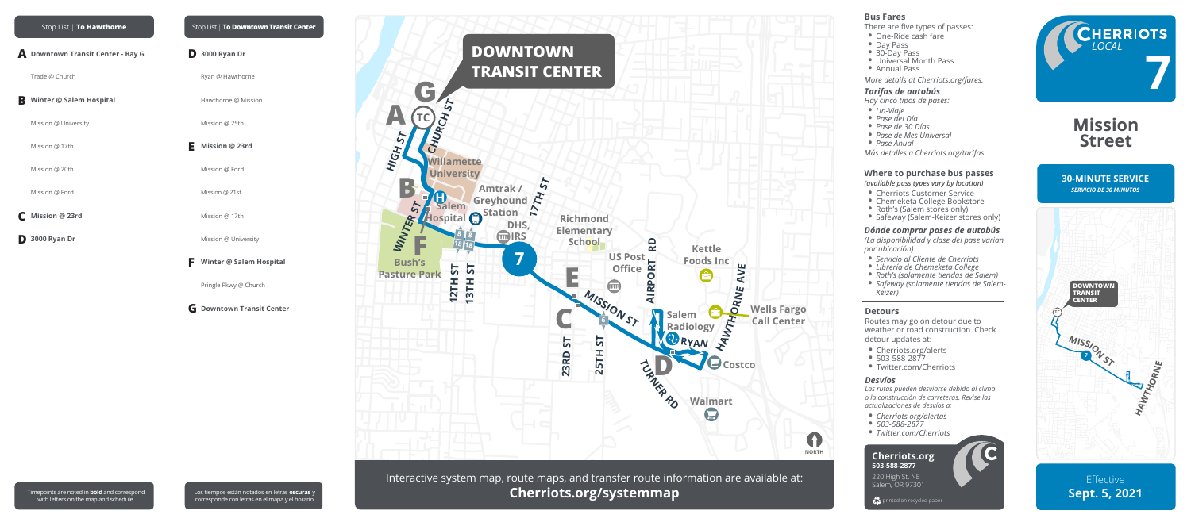## Stop List | **To Hawthorne**

**A Downtown Transit Center - Bay G**

Trade @ Church

**B Winter @ Salem Hospital**

Mission @ University

Mission @ 17th

Mission @ 20th

Mission @ Ford

**C Mission @ 23rd**

**D 3000 Ryan Dr**

Timepoints are noted in **bold** and correspond with letters on the map and schedule.

## Stop List | **To Downtown Transit Center**

**D 3000 Ryan Dr**

Ryan @ Hawthorne

Hawthorne @ Mission

Mission @ 25th

**E Mission @ 23rd**

Mission @ Ford

Mission @ 21st

Mission @ 17th

Mission @ University

**F Winter @ Salem Hospital**

Pringle Pkwy @ Church

**G Downtown Transit Center**

Los tiempos están notados en letras **oscuras** y corresponde con letras en el mapa y el horario.

DOWNTOWN TRANSIT CENTER

A
TC
G
HIGH ST
CHURCH ST
Willamette University
B
WINTER ST
Salem Hospital
Amtrak / Greyhound Station
17TH ST
F
Bush's Pasture Park
12TH ST
13TH ST
DHS, IRS
7
Richmond Elementary School
E
US Post Office
AIRPORT RD
Kettle Foods Inc
HAWTHORNE AVE
MISSION ST
C
23RD ST
25TH ST
Salem Radiology
RYAN
Wells Fargo Call Center
D
TURNER RD
Costco
Walmart
NORTH

Interactive system map, route maps, and transfer route information are available at:
**Cherriots.org/systemmap**

## Bus Fares

There are five types of passes:

- One-Ride cash fare
- Day Pass
- 30-Day Pass
- Universal Month Pass
- Annual Pass

*More details at Cherriots.org/fares.*

### *Tarifas de autobús*

*Hay cinco tipos de pases:*

- *Un-Viaje*
- *Pase del Día*
- *Pase de 30 Días*
- *Pase de Mes Universal*
- *Pase Anual*

*Más detalles a Cherriots.org/tarifas.*

## Where to purchase bus passes

*(available pass types vary by location)*

- Cherriots Customer Service
- Chemeketa College Bookstore
- Roth's (Salem stores only)
- Safeway (Salem-Keizer stores only)

### *Dónde comprar pases de autobús*

*(La disponibilidad y clase del pase varían por ubicación)*

- *Servicio al Cliente de Cherriots*
- *Librería de Chemeketa College*
- *Roth's (solamente tiendas de Salem)*
- *Safeway (solamente tiendas de Salem-Keizer)*

## Detours

Routes may go on detour due to weather or road construction. Check detour updates at:

- Cherriots.org/alerts
- 503-588-2877
- Twitter.com/Cherriots

### *Desvíos*

*Las rutas pueden desviarse debido al clima o la construcción de carreteras. Revise las actualizaciones de desvíos a:*

- *Cherriots.org/alertas*
- *503-588-2877*
- *Twitter.com/Cherriots*

**Cherriots.org**
**503-588-2877**
220 High St. NE
Salem, OR 97301

printed on recycled paper

CHERRIOTS LOCAL 7

# Mission Street

**30-MINUTE SERVICE**
*SERVICIO DE 30 MINUTOS*

DOWNTOWN TRANSIT CENTER
TC
MISSION ST
7
HAWTHORNE

Effective
**Sept. 5, 2021**